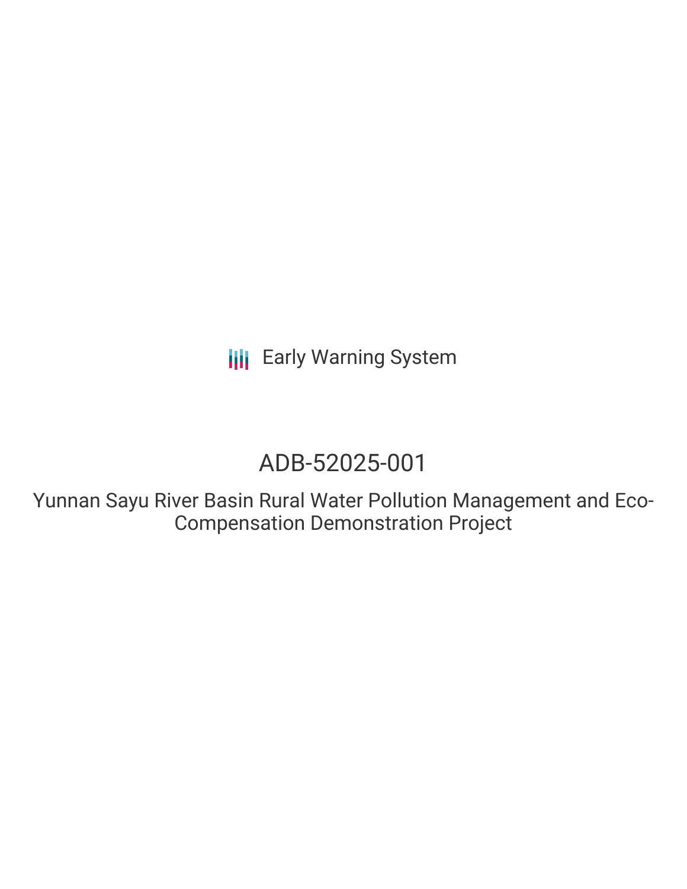Early Warning System

# ADB-52025-001

## Yunnan Sayu River Basin Rural Water Pollution Management and Eco-Compensation Demonstration Project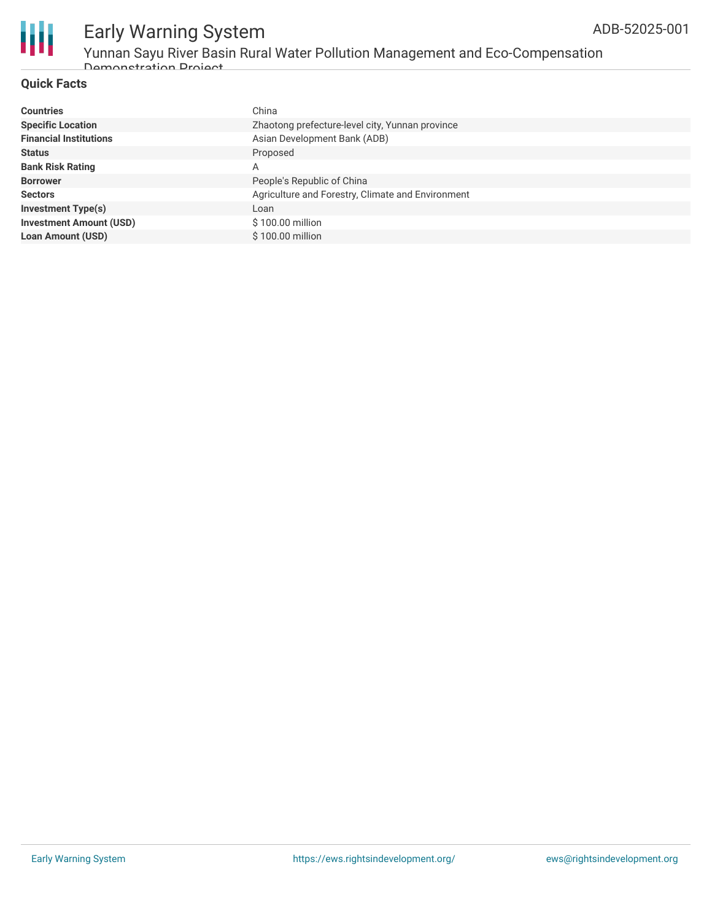## Quick Facts

| | |
|---|---|
| **Countries** | China |
| **Specific Location** | Zhaotong prefecture-level city, Yunnan province |
| **Financial Institutions** | Asian Development Bank (ADB) |
| **Status** | Proposed |
| **Bank Risk Rating** | A |
| **Borrower** | People's Republic of China |
| **Sectors** | Agriculture and Forestry, Climate and Environment |
| **Investment Type(s)** | Loan |
| **Investment Amount (USD)** | $ 100.00 million |
| **Loan Amount (USD)** | $ 100.00 million |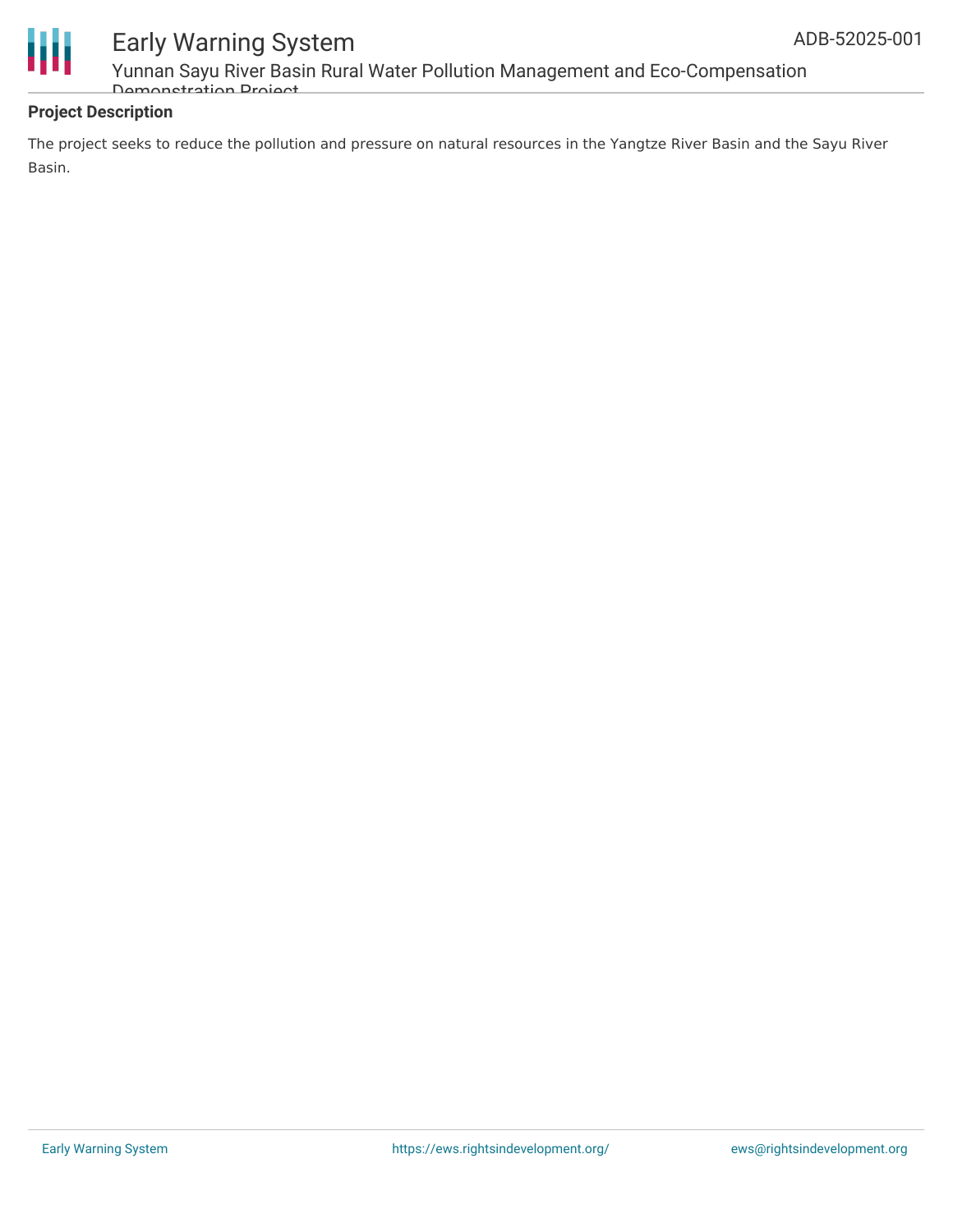**Project Description**

The project seeks to reduce the pollution and pressure on natural resources in the Yangtze River Basin and the Sayu River Basin.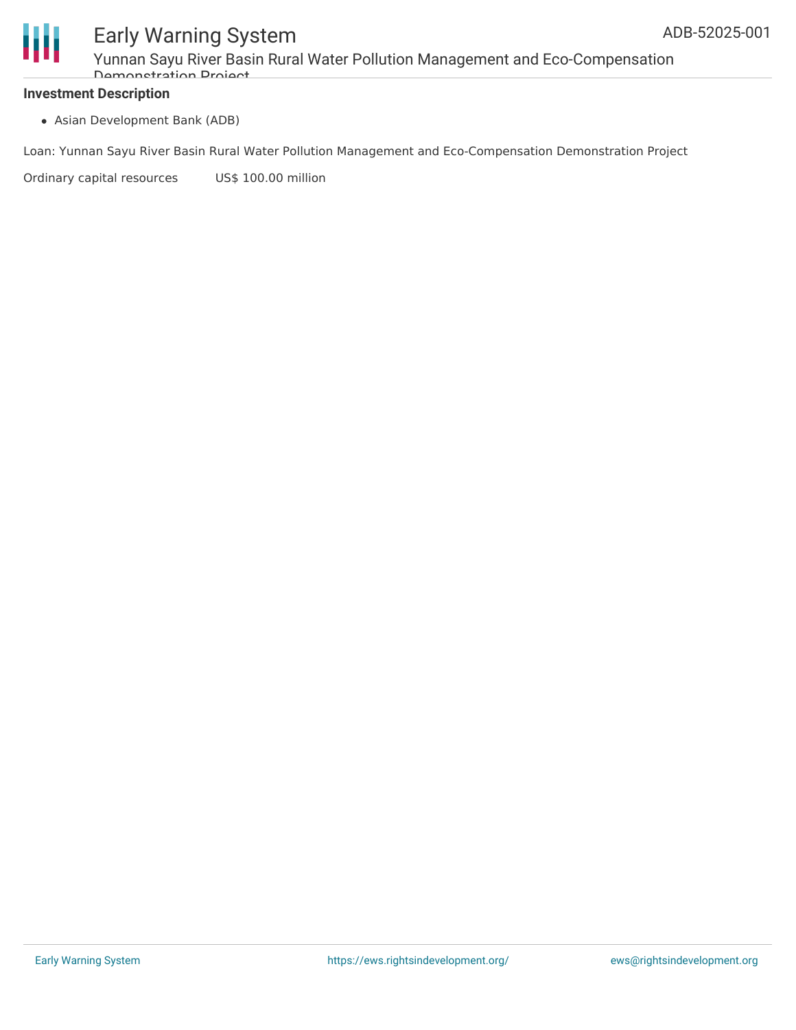**Investment Description**

- Asian Development Bank (ADB)

Loan: Yunnan Sayu River Basin Rural Water Pollution Management and Eco-Compensation Demonstration Project

Ordinary capital resources US$ 100.00 million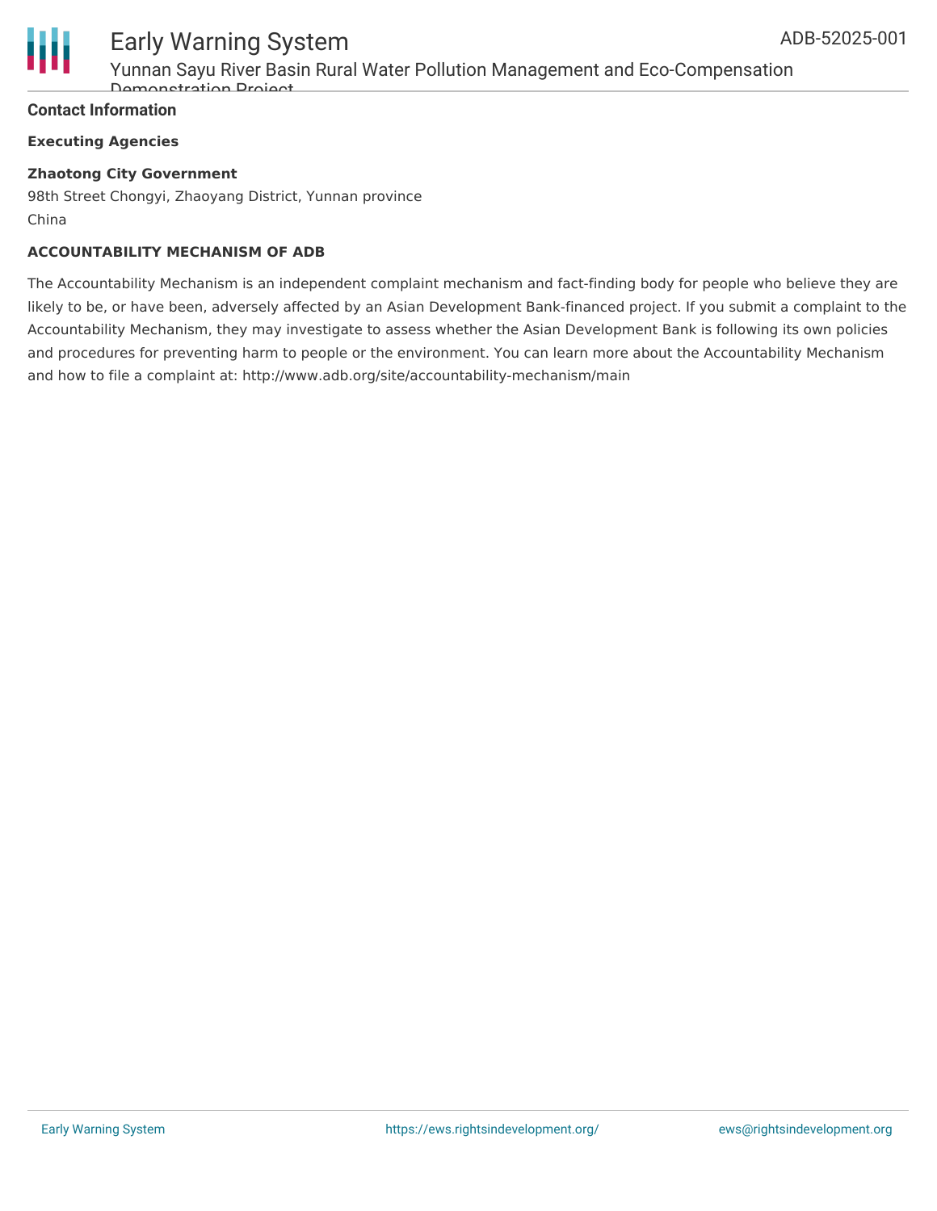## Contact Information

**Executing Agencies**

**Zhaotong City Government**
98th Street Chongyi, Zhaoyang District, Yunnan province
China

**ACCOUNTABILITY MECHANISM OF ADB**

The Accountability Mechanism is an independent complaint mechanism and fact-finding body for people who believe they are likely to be, or have been, adversely affected by an Asian Development Bank-financed project. If you submit a complaint to the Accountability Mechanism, they may investigate to assess whether the Asian Development Bank is following its own policies and procedures for preventing harm to people or the environment. You can learn more about the Accountability Mechanism and how to file a complaint at: http://www.adb.org/site/accountability-mechanism/main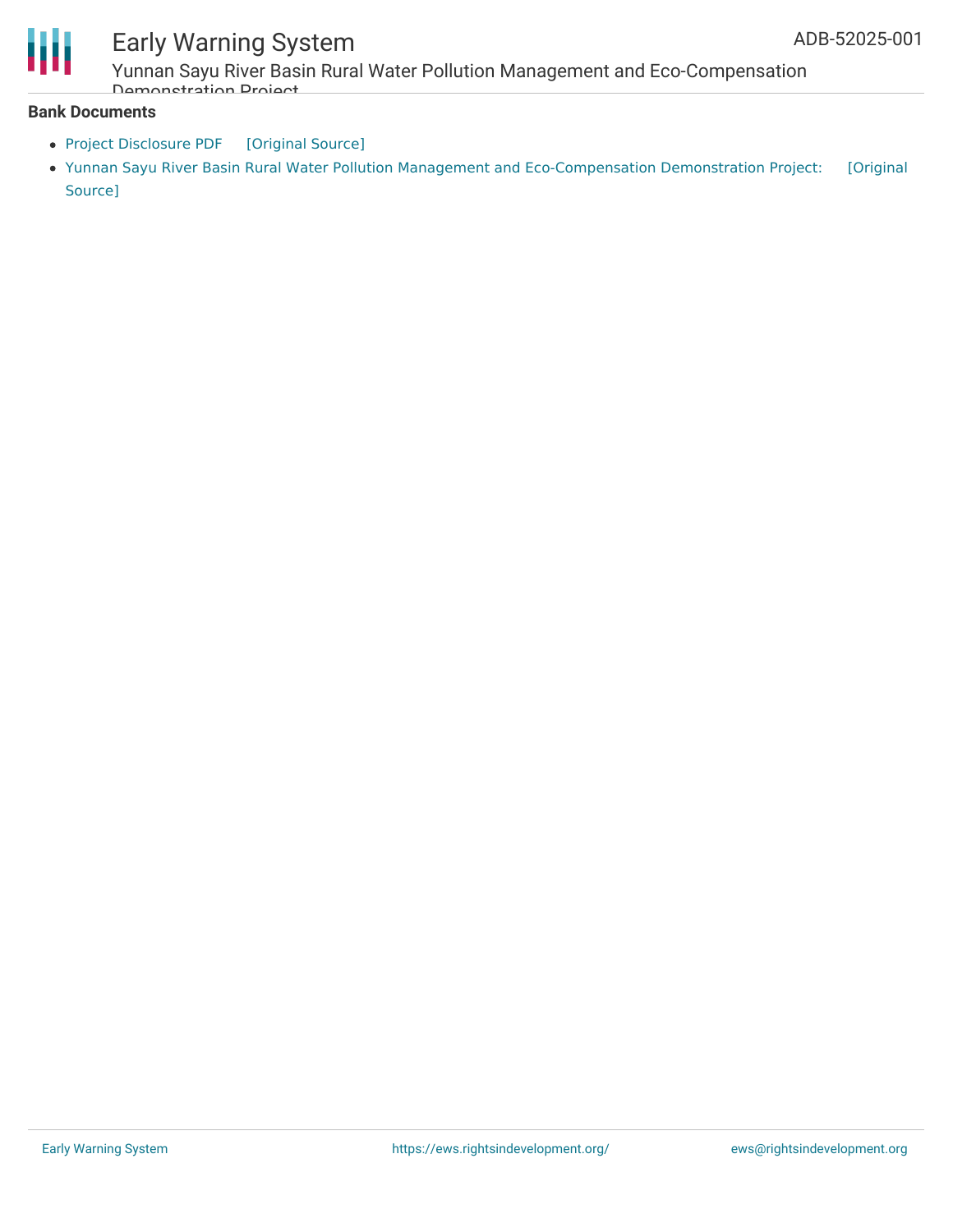### Bank Documents

- Project Disclosure PDF [Original Source]
- Yunnan Sayu River Basin Rural Water Pollution Management and Eco-Compensation Demonstration Project: [Original Source]